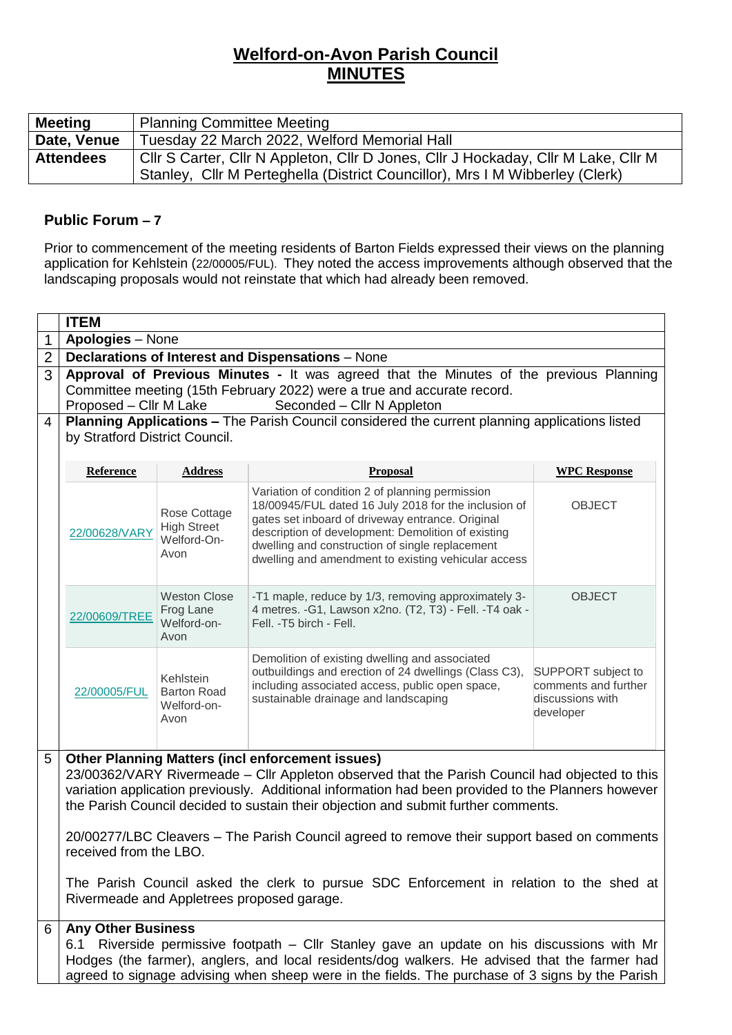# Welford-on-Avon Parish Council
# MINUTES

| Meeting | Planning Committee Meeting |
|---|---|
| Date, Venue | Tuesday 22 March 2022, Welford Memorial Hall |
| Attendees | Cllr S Carter, Cllr N Appleton, Cllr D Jones, Cllr J Hockaday, Cllr M Lake, Cllr M Stanley, Cllr M Perteghella (District Councillor), Mrs I M Wibberley (Clerk) |

## Public Forum – 7

Prior to commencement of the meeting residents of Barton Fields expressed their views on the planning application for Kehlstein (22/00005/FUL). They noted the access improvements although observed that the landscaping proposals would not reinstate that which had already been removed.

| | ITEM |
|---|---|
| 1 | **Apologies** – None |
| 2 | **Declarations of Interest and Dispensations** – None |
| 3 | **Approval of Previous Minutes -** It was agreed that the Minutes of the previous Planning Committee meeting (15th February 2022) were a true and accurate record. Proposed – Cllr M Lake Seconded – Cllr N Appleton |
| 4 | **Planning Applications –** The Parish Council considered the current planning applications listed by Stratford District Council. |

| Reference | Address | Proposal | WPC Response |
|---|---|---|---|
| 22/00628/VARY | Rose Cottage High Street Welford-On-Avon | Variation of condition 2 of planning permission 18/00945/FUL dated 16 July 2018 for the inclusion of gates set inboard of driveway entrance. Original description of development: Demolition of existing dwelling and construction of single replacement dwelling and amendment to existing vehicular access | OBJECT |
| 22/00609/TREE | Weston Close Frog Lane Welford-on-Avon | -T1 maple, reduce by 1/3, removing approximately 3-4 metres. -G1, Lawson x2no. (T2, T3) - Fell. -T4 oak - Fell. -T5 birch - Fell. | OBJECT |
| 22/00005/FUL | Kehlstein Barton Road Welford-on-Avon | Demolition of existing dwelling and associated outbuildings and erection of 24 dwellings (Class C3), including associated access, public open space, sustainable drainage and landscaping | SUPPORT subject to comments and further discussions with developer |

**5 Other Planning Matters (incl enforcement issues)**

23/00362/VARY Rivermeade – Cllr Appleton observed that the Parish Council had objected to this variation application previously. Additional information had been provided to the Planners however the Parish Council decided to sustain their objection and submit further comments.

20/00277/LBC Cleavers – The Parish Council agreed to remove their support based on comments received from the LBO.

The Parish Council asked the clerk to pursue SDC Enforcement in relation to the shed at Rivermeade and Appletrees proposed garage.

**6 Any Other Business**

6.1 Riverside permissive footpath – Cllr Stanley gave an update on his discussions with Mr Hodges (the farmer), anglers, and local residents/dog walkers. He advised that the farmer had agreed to signage advising when sheep were in the fields. The purchase of 3 signs by the Parish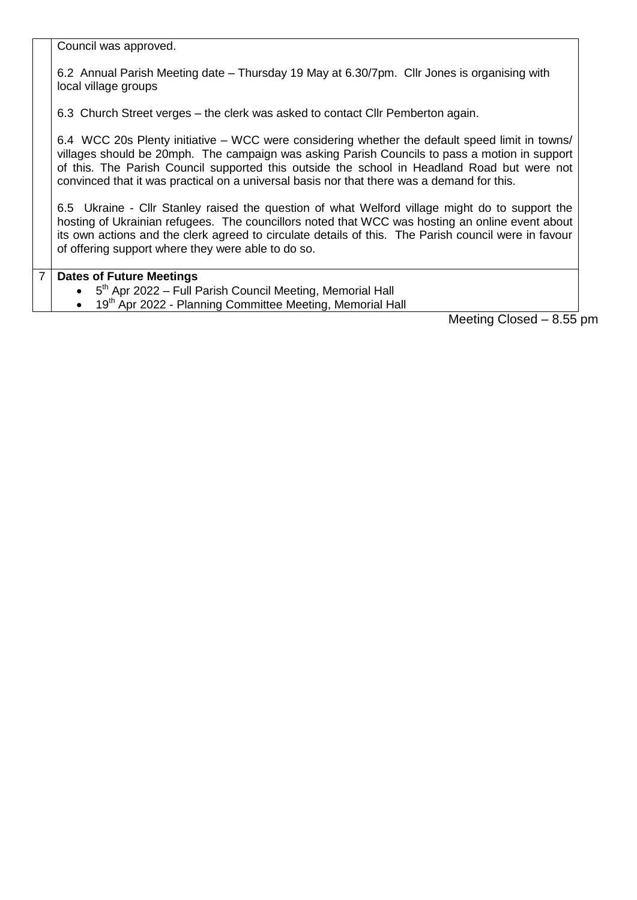| | |
|---|---|
| | Council was approved.<br><br>6.2 Annual Parish Meeting date – Thursday 19 May at 6.30/7pm. Cllr Jones is organising with local village groups<br><br>6.3 Church Street verges – the clerk was asked to contact Cllr Pemberton again.<br><br>6.4 WCC 20s Plenty initiative – WCC were considering whether the default speed limit in towns/ villages should be 20mph. The campaign was asking Parish Councils to pass a motion in support of this. The Parish Council supported this outside the school in Headland Road but were not convinced that it was practical on a universal basis nor that there was a demand for this.<br><br>6.5 Ukraine - Cllr Stanley raised the question of what Welford village might do to support the hosting of Ukrainian refugees. The councillors noted that WCC was hosting an online event about its own actions and the clerk agreed to circulate details of this. The Parish council were in favour of offering support where they were able to do so. |
| 7 | **Dates of Future Meetings**<br>• 5th Apr 2022 – Full Parish Council Meeting, Memorial Hall<br>• 19th Apr 2022 - Planning Committee Meeting, Memorial Hall |

Meeting Closed – 8.55 pm